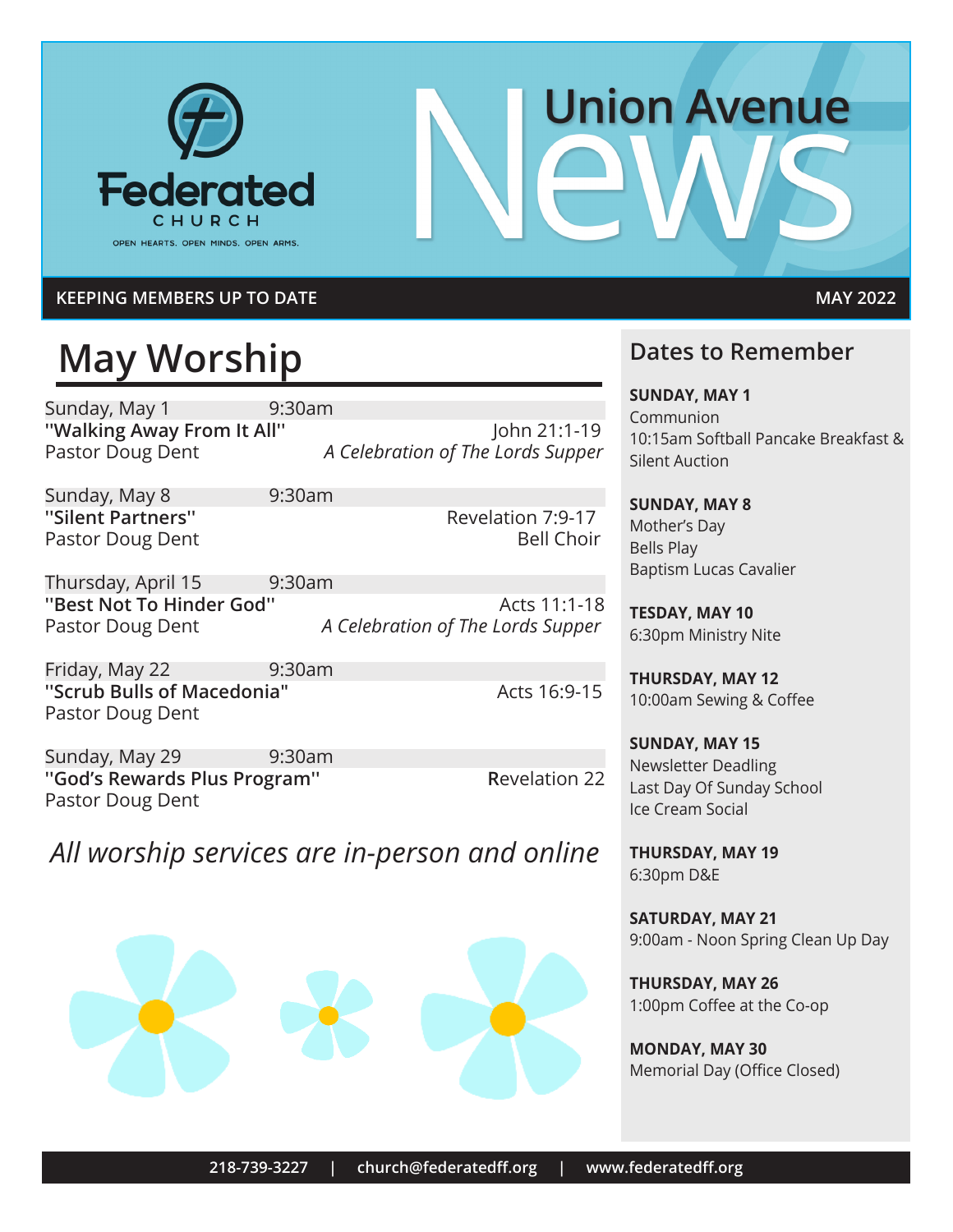Federated CHURCH

OPEN HEARTS. OPEN MINDS. OPEN ARMS.

# Union Avenue News

**KEEPING MEMBERS UP TO DATE** — **MAY 2022**

## May Worship

Sunday, May 1 — 9:30am
**"Walking Away From It All"** — John 21:1-19
Pastor Doug Dent — *A Celebration of The Lords Supper*

Sunday, May 8 — 9:30am
**"Silent Partners"** — Revelation 7:9-17
Pastor Doug Dent — Bell Choir

Thursday, April 15 — 9:30am
**"Best Not To Hinder God"** — Acts 11:1-18
Pastor Doug Dent — *A Celebration of The Lords Supper*

Friday, May 22 — 9:30am
**"Scrub Bulls of Macedonia"** — Acts 16:9-15
Pastor Doug Dent

Sunday, May 29 — 9:30am
**"God's Rewards Plus Program"** — Revelation 22
Pastor Doug Dent

*All worship services are in-person and online*

## Dates to Remember

**SUNDAY, MAY 1**
Communion
10:15am Softball Pancake Breakfast & Silent Auction

**SUNDAY, MAY 8**
Mother's Day
Bells Play
Baptism Lucas Cavalier

**TESDAY, MAY 10**
6:30pm Ministry Nite

**THURSDAY, MAY 12**
10:00am Sewing & Coffee

**SUNDAY, MAY 15**
Newsletter Deadling
Last Day Of Sunday School
Ice Cream Social

**THURSDAY, MAY 19**
6:30pm D&E

**SATURDAY, MAY 21**
9:00am - Noon Spring Clean Up Day

**THURSDAY, MAY 26**
1:00pm Coffee at the Co-op

**MONDAY, MAY 30**
Memorial Day (Office Closed)

218-739-3227 | church@federatedff.org | www.federatedff.org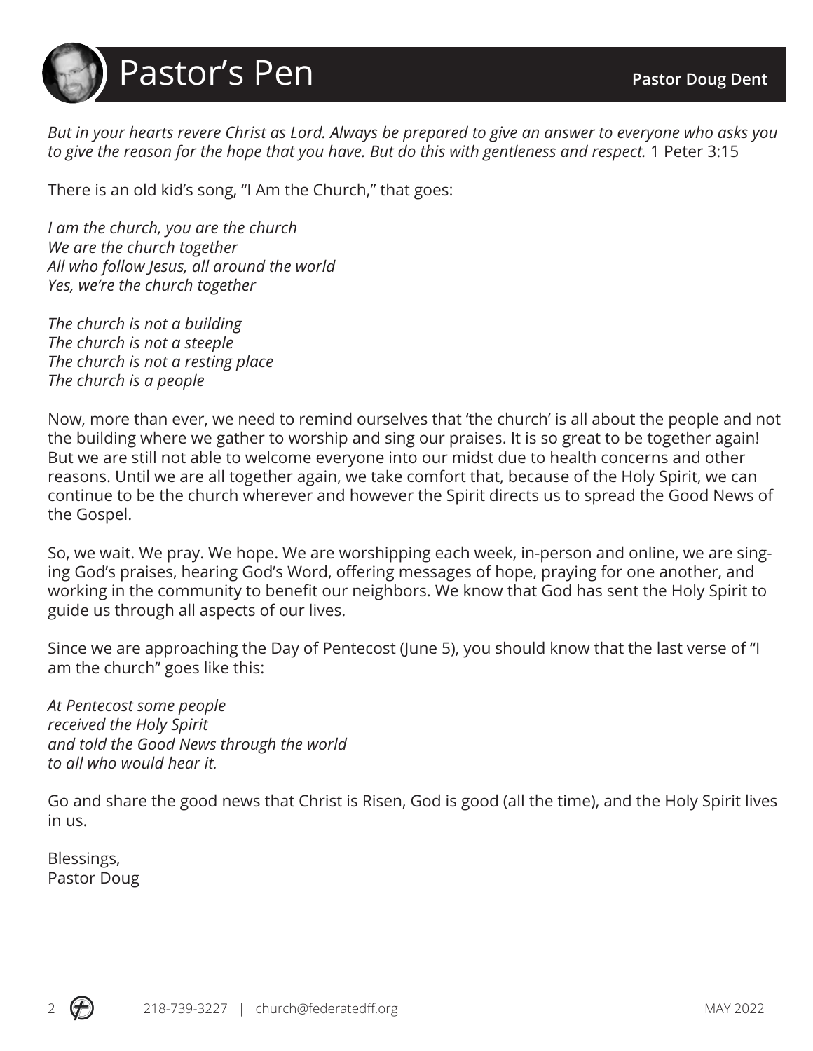# Pastor's Pen

**Pastor Doug Dent**

*But in your hearts revere Christ as Lord. Always be prepared to give an answer to everyone who asks you to give the reason for the hope that you have. But do this with gentleness and respect.* 1 Peter 3:15

There is an old kid's song, "I Am the Church," that goes:

*I am the church, you are the church*
*We are the church together*
*All who follow Jesus, all around the world*
*Yes, we're the church together*

*The church is not a building*
*The church is not a steeple*
*The church is not a resting place*
*The church is a people*

Now, more than ever, we need to remind ourselves that 'the church' is all about the people and not the building where we gather to worship and sing our praises. It is so great to be together again! But we are still not able to welcome everyone into our midst due to health concerns and other reasons. Until we are all together again, we take comfort that, because of the Holy Spirit, we can continue to be the church wherever and however the Spirit directs us to spread the Good News of the Gospel.

So, we wait. We pray. We hope. We are worshipping each week, in-person and online, we are singing God's praises, hearing God's Word, offering messages of hope, praying for one another, and working in the community to benefit our neighbors. We know that God has sent the Holy Spirit to guide us through all aspects of our lives.

Since we are approaching the Day of Pentecost (June 5), you should know that the last verse of "I am the church" goes like this:

*At Pentecost some people*
*received the Holy Spirit*
*and told the Good News through the world*
*to all who would hear it.*

Go and share the good news that Christ is Risen, God is good (all the time), and the Holy Spirit lives in us.

Blessings,
Pastor Doug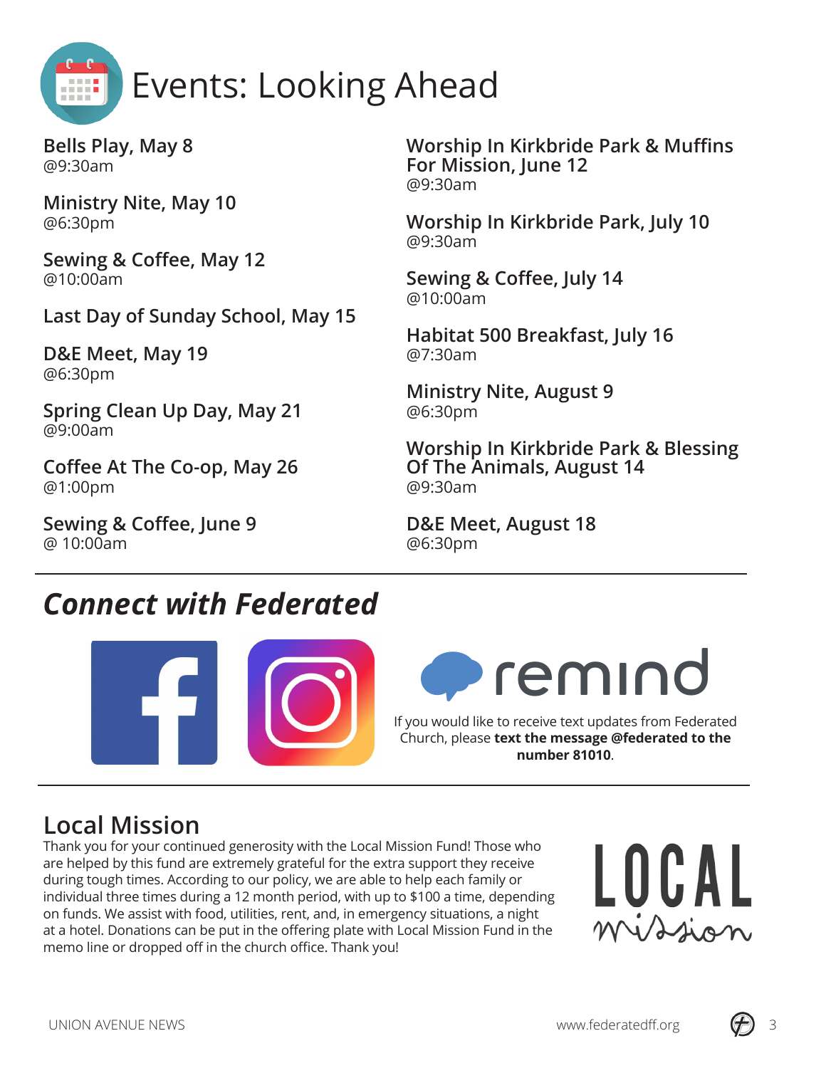# Events: Looking Ahead

**Bells Play, May 8**
@9:30am

**Ministry Nite, May 10**
@6:30pm

**Sewing & Coffee, May 12**
@10:00am

**Last Day of Sunday School, May 15**

**D&E Meet, May 19**
@6:30pm

**Spring Clean Up Day, May 21**
@9:00am

**Coffee At The Co-op, May 26**
@1:00pm

**Sewing & Coffee, June 9**
@ 10:00am

**Worship In Kirkbride Park & Muffins For Mission, June 12**
@9:30am

**Worship In Kirkbride Park, July 10**
@9:30am

**Sewing & Coffee, July 14**
@10:00am

**Habitat 500 Breakfast, July 16**
@7:30am

**Ministry Nite, August 9**
@6:30pm

**Worship In Kirkbride Park & Blessing Of The Animals, August 14**
@9:30am

**D&E Meet, August 18**
@6:30pm

---

## *Connect with Federated*

remind

If you would like to receive text updates from Federated Church, please **text the message @federated to the number 81010**.

---

## Local Mission

Thank you for your continued generosity with the Local Mission Fund! Those who are helped by this fund are extremely grateful for the extra support they receive during tough times. According to our policy, we are able to help each family or individual three times during a 12 month period, with up to $100 a time, depending on funds. We assist with food, utilities, rent, and, in emergency situations, a night at a hotel. Donations can be put in the offering plate with Local Mission Fund in the memo line or dropped off in the church office. Thank you!

LOCAL mission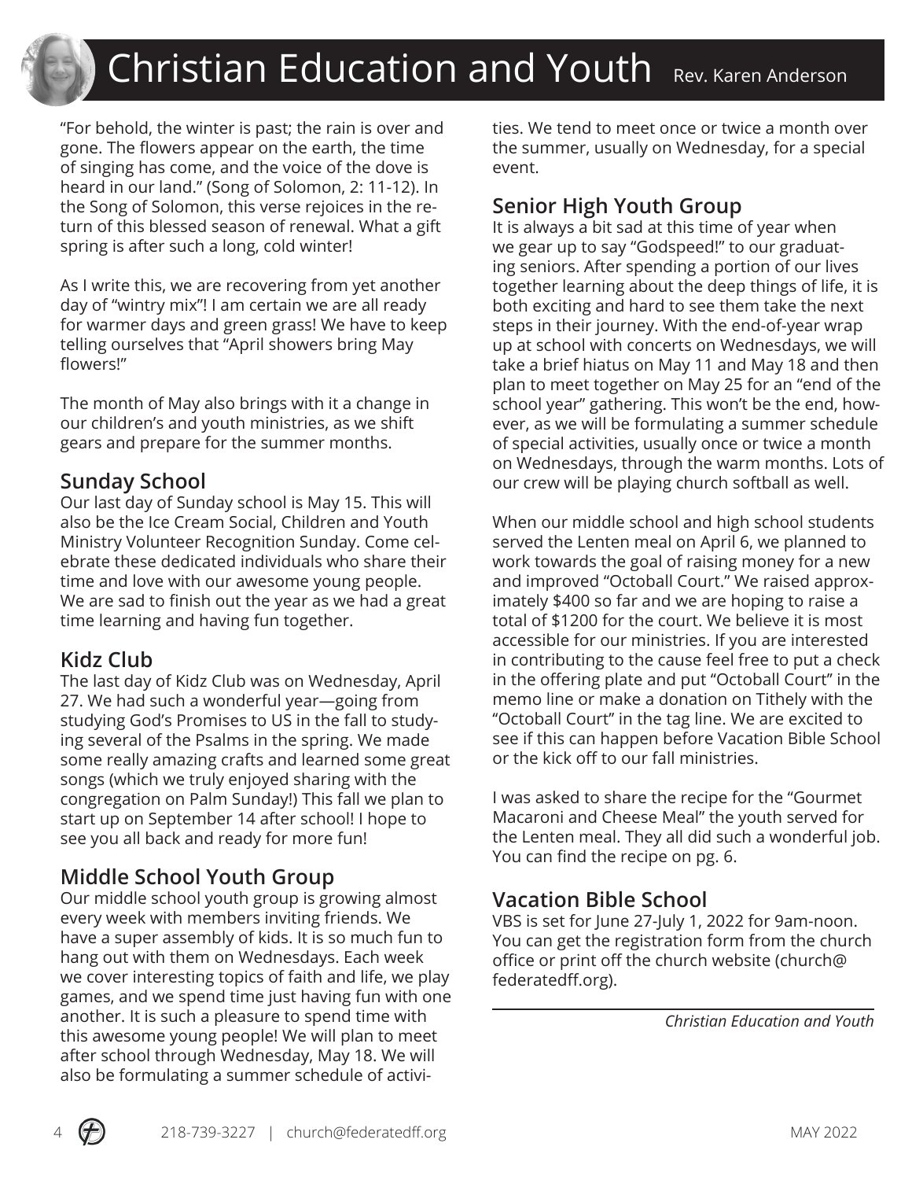# Christian Education and Youth

Rev. Karen Anderson

"For behold, the winter is past; the rain is over and gone. The flowers appear on the earth, the time of singing has come, and the voice of the dove is heard in our land." (Song of Solomon, 2: 11-12). In the Song of Solomon, this verse rejoices in the return of this blessed season of renewal. What a gift spring is after such a long, cold winter!

As I write this, we are recovering from yet another day of "wintry mix"! I am certain we are all ready for warmer days and green grass! We have to keep telling ourselves that "April showers bring May flowers!"

The month of May also brings with it a change in our children's and youth ministries, as we shift gears and prepare for the summer months.

## Sunday School

Our last day of Sunday school is May 15. This will also be the Ice Cream Social, Children and Youth Ministry Volunteer Recognition Sunday. Come celebrate these dedicated individuals who share their time and love with our awesome young people. We are sad to finish out the year as we had a great time learning and having fun together.

## Kidz Club

The last day of Kidz Club was on Wednesday, April 27. We had such a wonderful year—going from studying God's Promises to US in the fall to studying several of the Psalms in the spring. We made some really amazing crafts and learned some great songs (which we truly enjoyed sharing with the congregation on Palm Sunday!) This fall we plan to start up on September 14 after school! I hope to see you all back and ready for more fun!

## Middle School Youth Group

Our middle school youth group is growing almost every week with members inviting friends. We have a super assembly of kids. It is so much fun to hang out with them on Wednesdays. Each week we cover interesting topics of faith and life, we play games, and we spend time just having fun with one another. It is such a pleasure to spend time with this awesome young people! We will plan to meet after school through Wednesday, May 18. We will also be formulating a summer schedule of activities. We tend to meet once or twice a month over the summer, usually on Wednesday, for a special event.

## Senior High Youth Group

It is always a bit sad at this time of year when we gear up to say "Godspeed!" to our graduating seniors. After spending a portion of our lives together learning about the deep things of life, it is both exciting and hard to see them take the next steps in their journey. With the end-of-year wrap up at school with concerts on Wednesdays, we will take a brief hiatus on May 11 and May 18 and then plan to meet together on May 25 for an "end of the school year" gathering. This won't be the end, however, as we will be formulating a summer schedule of special activities, usually once or twice a month on Wednesdays, through the warm months. Lots of our crew will be playing church softball as well.

When our middle school and high school students served the Lenten meal on April 6, we planned to work towards the goal of raising money for a new and improved "Octoball Court." We raised approximately $400 so far and we are hoping to raise a total of $1200 for the court. We believe it is most accessible for our ministries. If you are interested in contributing to the cause feel free to put a check in the offering plate and put "Octoball Court" in the memo line or make a donation on Tithely with the "Octoball Court" in the tag line. We are excited to see if this can happen before Vacation Bible School or the kick off to our fall ministries.

I was asked to share the recipe for the "Gourmet Macaroni and Cheese Meal" the youth served for the Lenten meal. They all did such a wonderful job. You can find the recipe on pg. 6.

## Vacation Bible School

VBS is set for June 27-July 1, 2022 for 9am-noon. You can get the registration form from the church office or print off the church website (church@federatedff.org).

*Christian Education and Youth*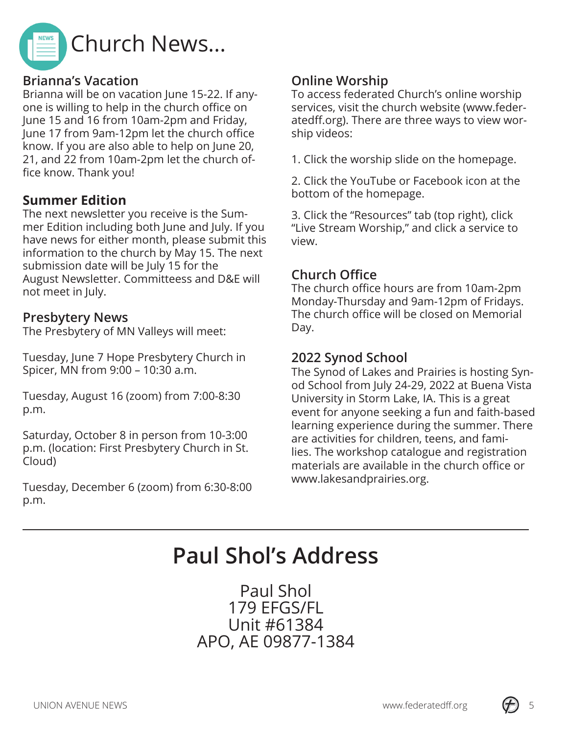# Church News...

## Brianna's Vacation

Brianna will be on vacation June 15-22. If anyone is willing to help in the church office on June 15 and 16 from 10am-2pm and Friday, June 17 from 9am-12pm let the church office know. If you are also able to help on June 20, 21, and 22 from 10am-2pm let the church office know. Thank you!

## Summer Edition

The next newsletter you receive is the Summer Edition including both June and July. If you have news for either month, please submit this information to the church by May 15. The next submission date will be July 15 for the August Newsletter. Committeess and D&E will not meet in July.

## Presbytery News

The Presbytery of MN Valleys will meet:

Tuesday, June 7 Hope Presbytery Church in Spicer, MN from 9:00 – 10:30 a.m.

Tuesday, August 16 (zoom) from 7:00-8:30 p.m.

Saturday, October 8 in person from 10-3:00 p.m. (location: First Presbytery Church in St. Cloud)

Tuesday, December 6 (zoom) from 6:30-8:00 p.m.

## Online Worship

To access federated Church's online worship services, visit the church website (www.federatedff.org). There are three ways to view worship videos:

1. Click the worship slide on the homepage.

2. Click the YouTube or Facebook icon at the bottom of the homepage.

3. Click the "Resources" tab (top right), click "Live Stream Worship," and click a service to view.

## Church Office

The church office hours are from 10am-2pm Monday-Thursday and 9am-12pm of Fridays. The church office will be closed on Memorial Day.

## 2022 Synod School

The Synod of Lakes and Prairies is hosting Synod School from July 24-29, 2022 at Buena Vista University in Storm Lake, IA. This is a great event for anyone seeking a fun and faith-based learning experience during the summer. There are activities for children, teens, and families. The workshop catalogue and registration materials are available in the church office or www.lakesandprairies.org.

---

# Paul Shol's Address

Paul Shol
179 EFGS/FL
Unit #61384
APO, AE 09877-1384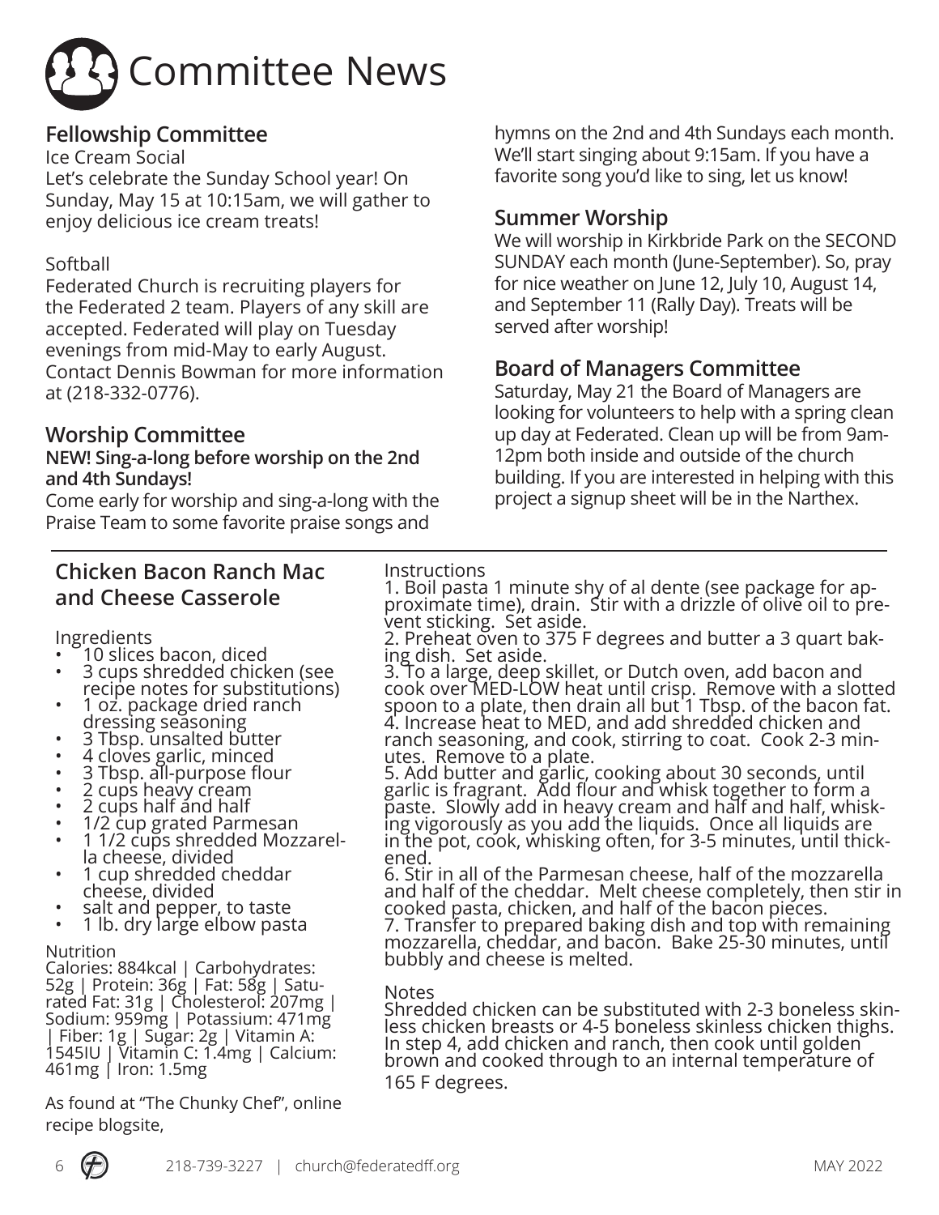# Committee News

## Fellowship Committee

Ice Cream Social

Let's celebrate the Sunday School year! On Sunday, May 15 at 10:15am, we will gather to enjoy delicious ice cream treats!

Softball

Federated Church is recruiting players for the Federated 2 team. Players of any skill are accepted. Federated will play on Tuesday evenings from mid-May to early August. Contact Dennis Bowman for more information at (218-332-0776).

## Worship Committee

**NEW! Sing-a-long before worship on the 2nd and 4th Sundays!**

Come early for worship and sing-a-long with the Praise Team to some favorite praise songs and hymns on the 2nd and 4th Sundays each month. We'll start singing about 9:15am. If you have a favorite song you'd like to sing, let us know!

## Summer Worship

We will worship in Kirkbride Park on the SECOND SUNDAY each month (June-September). So, pray for nice weather on June 12, July 10, August 14, and September 11 (Rally Day). Treats will be served after worship!

## Board of Managers Committee

Saturday, May 21 the Board of Managers are looking for volunteers to help with a spring clean up day at Federated. Clean up will be from 9am-12pm both inside and outside of the church building. If you are interested in helping with this project a signup sheet will be in the Narthex.

---

## Chicken Bacon Ranch Mac and Cheese Casserole

Ingredients

- 10 slices bacon, diced
- 3 cups shredded chicken (see recipe notes for substitutions)
- 1 oz. package dried ranch dressing seasoning
- 3 Tbsp. unsalted butter
- 4 cloves garlic, minced
- 3 Tbsp. all-purpose flour
- 2 cups heavy cream
- 2 cups half and half
- 1/2 cup grated Parmesan
- 1 1/2 cups shredded Mozzarella cheese, divided
- 1 cup shredded cheddar cheese, divided
- salt and pepper, to taste
- 1 lb. dry large elbow pasta

Nutrition

Calories: 884kcal | Carbohydrates: 52g | Protein: 36g | Fat: 58g | Saturated Fat: 31g | Cholesterol: 207mg | Sodium: 959mg | Potassium: 471mg | Fiber: 1g | Sugar: 2g | Vitamin A: 1545IU | Vitamin C: 1.4mg | Calcium: 461mg | Iron: 1.5mg

As found at "The Chunky Chef", online recipe blogsite,

Instructions

1. Boil pasta 1 minute shy of al dente (see package for approximate time), drain. Stir with a drizzle of olive oil to prevent sticking. Set aside.
2. Preheat oven to 375 F degrees and butter a 3 quart baking dish. Set aside.
3. To a large, deep skillet, or Dutch oven, add bacon and cook over MED-LOW heat until crisp. Remove with a slotted spoon to a plate, then drain all but 1 Tbsp. of the bacon fat.
4. Increase heat to MED, and add shredded chicken and ranch seasoning, and cook, stirring to coat. Cook 2-3 minutes. Remove to a plate.
5. Add butter and garlic, cooking about 30 seconds, until garlic is fragrant. Add flour and whisk together to form a paste. Slowly add in heavy cream and half and half, whisking vigorously as you add the liquids. Once all liquids are in the pot, cook, whisking often, for 3-5 minutes, until thickened.
6. Stir in all of the Parmesan cheese, half of the mozzarella and half of the cheddar. Melt cheese completely, then stir in cooked pasta, chicken, and half of the bacon pieces.
7. Transfer to prepared baking dish and top with remaining mozzarella, cheddar, and bacon. Bake 25-30 minutes, until bubbly and cheese is melted.

Notes

Shredded chicken can be substituted with 2-3 boneless skinless chicken breasts or 4-5 boneless skinless chicken thighs. In step 4, add chicken and ranch, then cook until golden brown and cooked through to an internal temperature of 165 F degrees.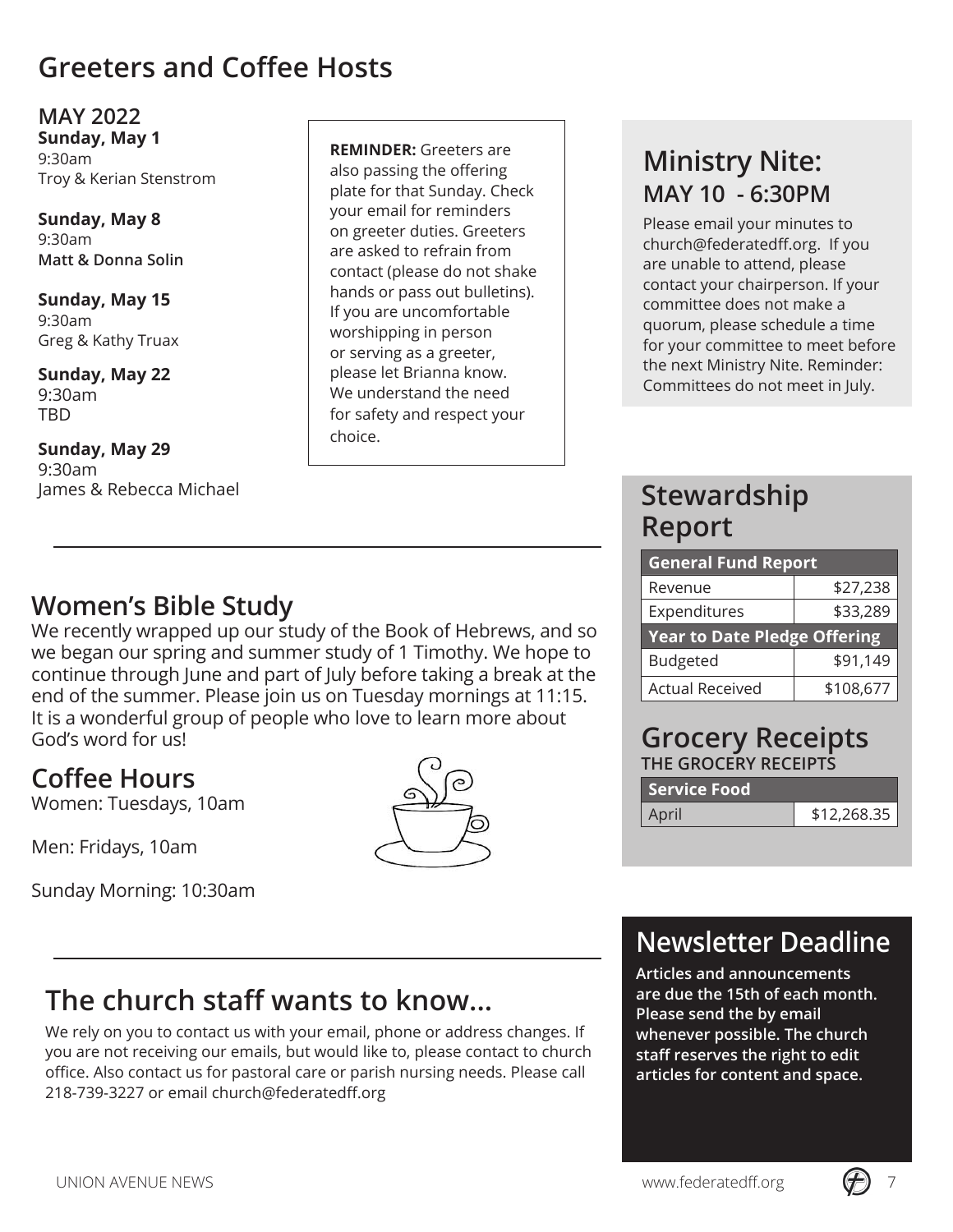# Greeters and Coffee Hosts

## MAY 2022

**Sunday, May 1**
9:30am
Troy & Kerian Stenstrom

**Sunday, May 8**
9:30am
**Matt & Donna Solin**

**Sunday, May 15**
9:30am
Greg & Kathy Truax

**Sunday, May 22**
9:30am
TBD

**Sunday, May 29**
9:30am
James & Rebecca Michael

**REMINDER:** Greeters are also passing the offering plate for that Sunday. Check your email for reminders on greeter duties. Greeters are asked to refrain from contact (please do not shake hands or pass out bulletins). If you are uncomfortable worshipping in person or serving as a greeter, please let Brianna know. We understand the need for safety and respect your choice.

## Women's Bible Study

We recently wrapped up our study of the Book of Hebrews, and so we began our spring and summer study of 1 Timothy. We hope to continue through June and part of July before taking a break at the end of the summer. Please join us on Tuesday mornings at 11:15. It is a wonderful group of people who love to learn more about God's word for us!

## Coffee Hours

Women: Tuesdays, 10am

Men: Fridays, 10am

Sunday Morning: 10:30am

## The church staff wants to know...

We rely on you to contact us with your email, phone or address changes. If you are not receiving our emails, but would like to, please contact to church office. Also contact us for pastoral care or parish nursing needs. Please call 218-739-3227 or email church@federatedff.org

## Ministry Nite:

### MAY 10 - 6:30PM

Please email your minutes to church@federatedff.org. If you are unable to attend, please contact your chairperson. If your committee does not make a quorum, please schedule a time for your committee to meet before the next Ministry Nite. Reminder: Committees do not meet in July.

## Stewardship Report

| General Fund Report | |
|---|---|
| Revenue | $27,238 |
| Expenditures | $33,289 |
| **Year to Date Pledge Offering** | |
| Budgeted | $91,149 |
| Actual Received | $108,677 |

## Grocery Receipts

THE GROCERY RECEIPTS

| Service Food | |
|---|---|
| April | $12,268.35 |

## Newsletter Deadline

**Articles and announcements are due the 15th of each month. Please send the by email whenever possible. The church staff reserves the right to edit articles for content and space.**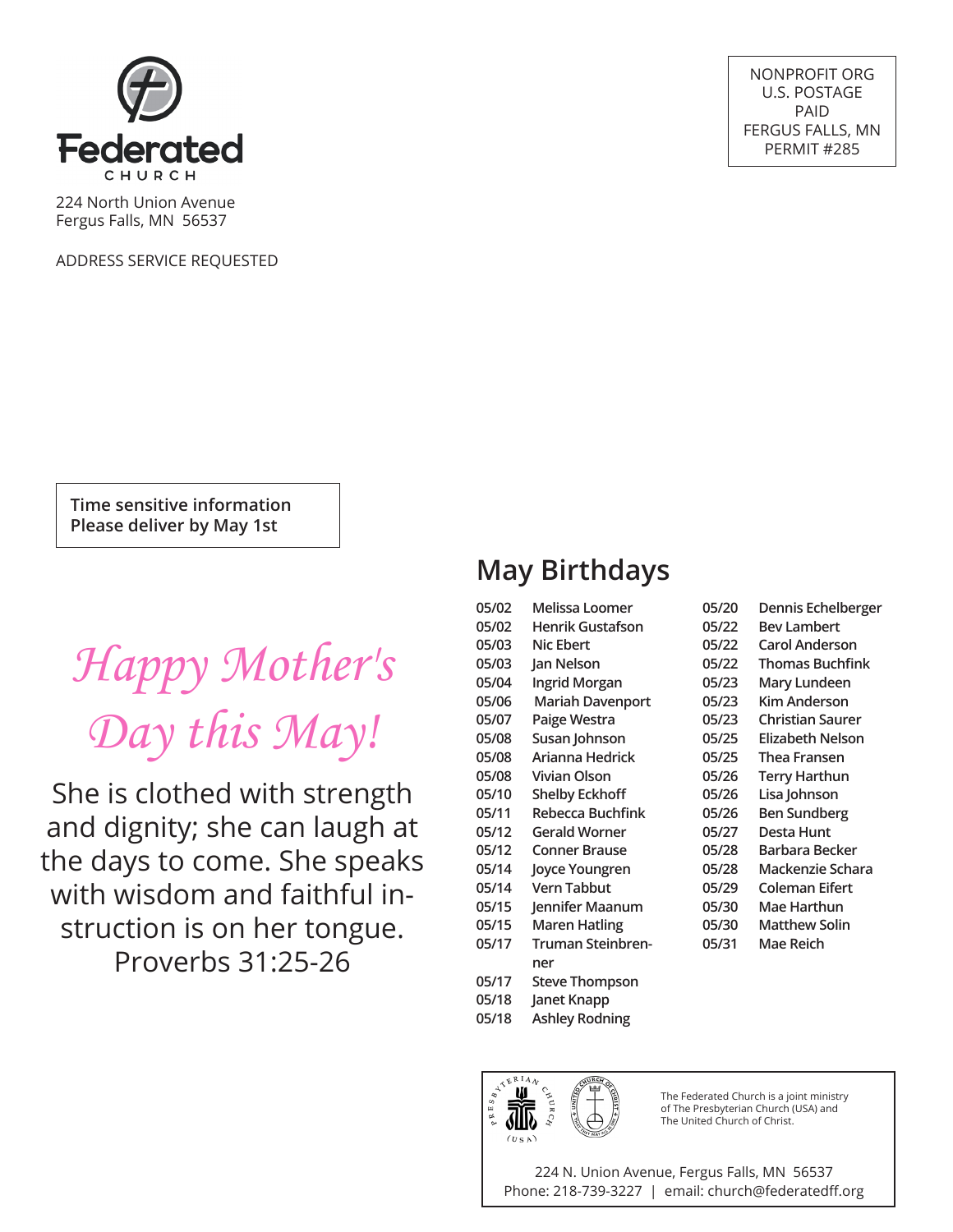Federated
CHURCH

224 North Union Avenue
Fergus Falls, MN 56537

ADDRESS SERVICE REQUESTED

NONPROFIT ORG
U.S. POSTAGE
PAID
FERGUS FALLS, MN
PERMIT #285

**Time sensitive information**
**Please deliver by May 1st**

*Happy Mother's Day this May!*

She is clothed with strength and dignity; she can laugh at the days to come. She speaks with wisdom and faithful instruction is on her tongue.
Proverbs 31:25-26

## May Birthdays

| | |
|---|---|
| 05/02 | Melissa Loomer |
| 05/02 | Henrik Gustafson |
| 05/03 | Nic Ebert |
| 05/03 | Jan Nelson |
| 05/04 | Ingrid Morgan |
| 05/06 | Mariah Davenport |
| 05/07 | Paige Westra |
| 05/08 | Susan Johnson |
| 05/08 | Arianna Hedrick |
| 05/08 | Vivian Olson |
| 05/10 | Shelby Eckhoff |
| 05/11 | Rebecca Buchfink |
| 05/12 | Gerald Worner |
| 05/12 | Conner Brause |
| 05/14 | Joyce Youngren |
| 05/14 | Vern Tabbut |
| 05/15 | Jennifer Maanum |
| 05/15 | Maren Hatling |
| 05/17 | Truman Steinbrenner |
| 05/17 | Steve Thompson |
| 05/18 | Janet Knapp |
| 05/18 | Ashley Rodning |
| 05/20 | Dennis Echelberger |
| 05/22 | Bev Lambert |
| 05/22 | Carol Anderson |
| 05/22 | Thomas Buchfink |
| 05/23 | Mary Lundeen |
| 05/23 | Kim Anderson |
| 05/23 | Christian Saurer |
| 05/25 | Elizabeth Nelson |
| 05/25 | Thea Fransen |
| 05/26 | Terry Harthun |
| 05/26 | Lisa Johnson |
| 05/26 | Ben Sundberg |
| 05/27 | Desta Hunt |
| 05/28 | Barbara Becker |
| 05/28 | Mackenzie Schara |
| 05/29 | Coleman Eifert |
| 05/30 | Mae Harthun |
| 05/30 | Matthew Solin |
| 05/31 | Mae Reich |

The Federated Church is a joint ministry of The Presbyterian Church (USA) and The United Church of Christ.

224 N. Union Avenue, Fergus Falls, MN 56537
Phone: 218-739-3227 | email: church@federatedff.org